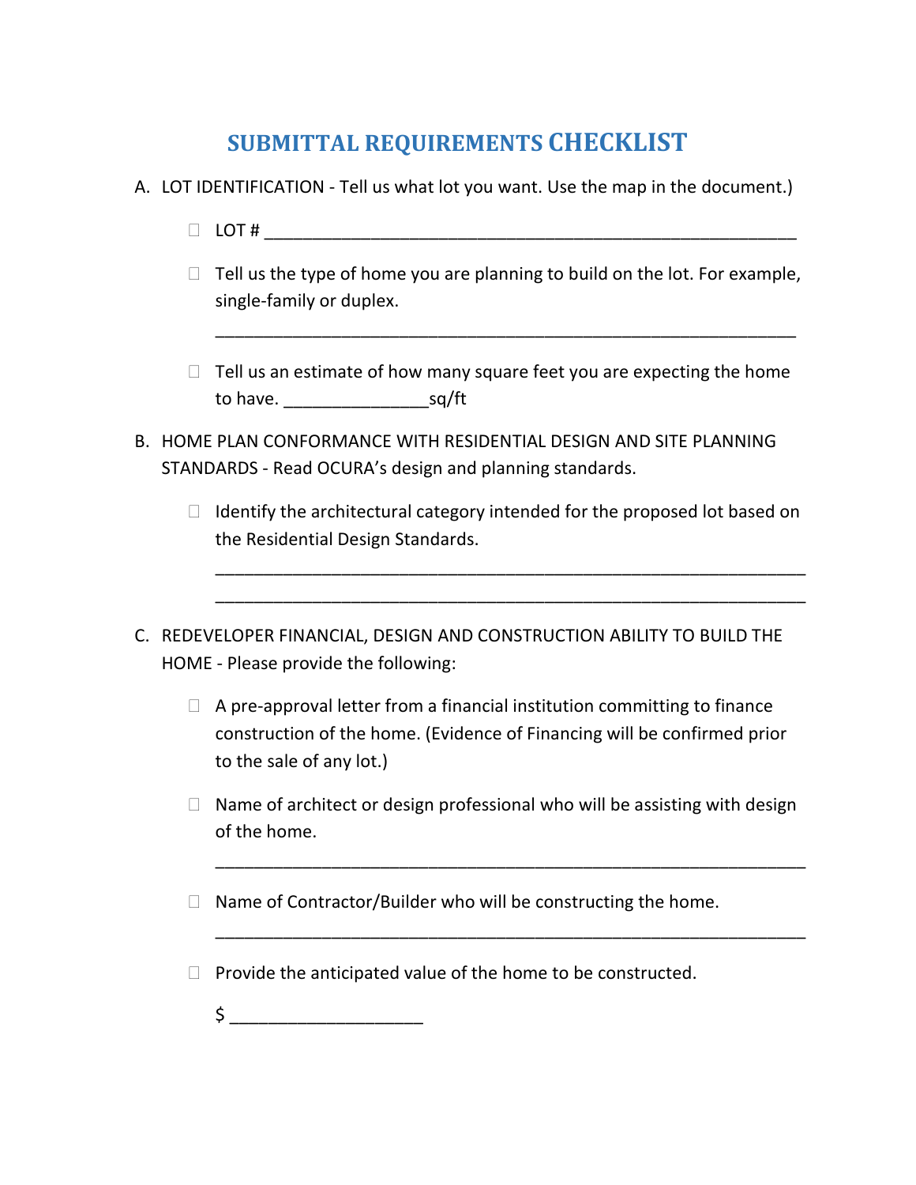# SUBMITTAL REQUIREMENTS CHECKLIST

A. LOT IDENTIFICATION - Tell us what lot you want. Use the map in the document.)

- ☐ LOT # ________________________________________________________

- ☐ Tell us the type of home you are planning to build on the lot. For example, single-family or duplex.

  ____________________________________________________________

- ☐ Tell us an estimate of how many square feet you are expecting the home to have. _______________sq/ft

B. HOME PLAN CONFORMANCE WITH RESIDENTIAL DESIGN AND SITE PLANNING STANDARDS - Read OCURA's design and planning standards.

- ☐ Identify the architectural category intended for the proposed lot based on the Residential Design Standards.

  ____________________________________________________________
  ____________________________________________________________

C. REDEVELOPER FINANCIAL, DESIGN AND CONSTRUCTION ABILITY TO BUILD THE HOME - Please provide the following:

- ☐ A pre-approval letter from a financial institution committing to finance construction of the home. (Evidence of Financing will be confirmed prior to the sale of any lot.)

- ☐ Name of architect or design professional who will be assisting with design of the home.

  ____________________________________________________________

- ☐ Name of Contractor/Builder who will be constructing the home.

  ____________________________________________________________

- ☐ Provide the anticipated value of the home to be constructed.

  $ ____________________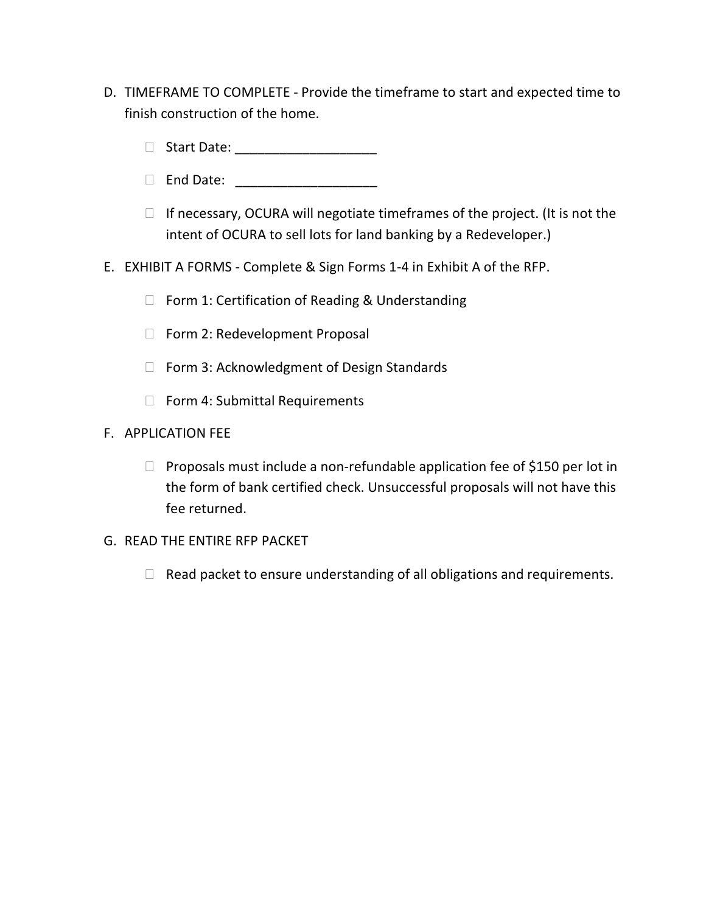D. TIMEFRAME TO COMPLETE - Provide the timeframe to start and expected time to finish construction of the home.

    - Start Date: ___________________
    - End Date: ___________________
    - If necessary, OCURA will negotiate timeframes of the project. (It is not the intent of OCURA to sell lots for land banking by a Redeveloper.)

E. EXHIBIT A FORMS - Complete & Sign Forms 1-4 in Exhibit A of the RFP.

    - Form 1: Certification of Reading & Understanding
    - Form 2: Redevelopment Proposal
    - Form 3: Acknowledgment of Design Standards
    - Form 4: Submittal Requirements

F. APPLICATION FEE

    - Proposals must include a non-refundable application fee of $150 per lot in the form of bank certified check. Unsuccessful proposals will not have this fee returned.

G. READ THE ENTIRE RFP PACKET

    - Read packet to ensure understanding of all obligations and requirements.